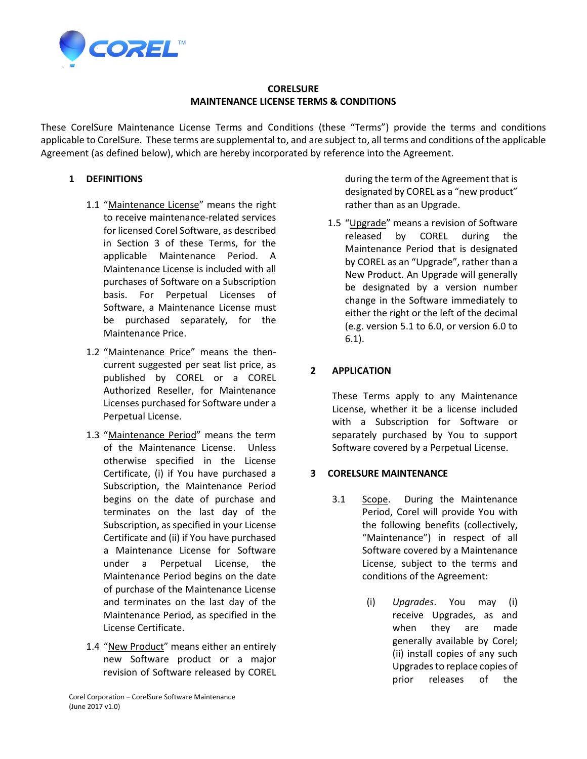**CORELSURE**
**MAINTENANCE LICENSE TERMS & CONDITIONS**

These CorelSure Maintenance License Terms and Conditions (these "Terms") provide the terms and conditions applicable to CorelSure. These terms are supplemental to, and are subject to, all terms and conditions of the applicable Agreement (as defined below), which are hereby incorporated by reference into the Agreement.

## 1 DEFINITIONS

1.1 "<u>Maintenance License</u>" means the right to receive maintenance-related services for licensed Corel Software, as described in Section 3 of these Terms, for the applicable Maintenance Period. A Maintenance License is included with all purchases of Software on a Subscription basis. For Perpetual Licenses of Software, a Maintenance License must be purchased separately, for the Maintenance Price.

1.2 "<u>Maintenance Price</u>" means the then-current suggested per seat list price, as published by COREL or a COREL Authorized Reseller, for Maintenance Licenses purchased for Software under a Perpetual License.

1.3 "<u>Maintenance Period</u>" means the term of the Maintenance License. Unless otherwise specified in the License Certificate, (i) if You have purchased a Subscription, the Maintenance Period begins on the date of purchase and terminates on the last day of the Subscription, as specified in your License Certificate and (ii) if You have purchased a Maintenance License for Software under a Perpetual License, the Maintenance Period begins on the date of purchase of the Maintenance License and terminates on the last day of the Maintenance Period, as specified in the License Certificate.

1.4 "<u>New Product</u>" means either an entirely new Software product or a major revision of Software released by COREL during the term of the Agreement that is designated by COREL as a "new product" rather than as an Upgrade.

1.5 "<u>Upgrade</u>" means a revision of Software released by COREL during the Maintenance Period that is designated by COREL as an "Upgrade", rather than a New Product. An Upgrade will generally be designated by a version number change in the Software immediately to either the right or the left of the decimal (e.g. version 5.1 to 6.0, or version 6.0 to 6.1).

## 2 APPLICATION

These Terms apply to any Maintenance License, whether it be a license included with a Subscription for Software or separately purchased by You to support Software covered by a Perpetual License.

## 3 CORELSURE MAINTENANCE

3.1 <u>Scope</u>. During the Maintenance Period, Corel will provide You with the following benefits (collectively, "Maintenance") in respect of all Software covered by a Maintenance License, subject to the terms and conditions of the Agreement:

(i) *Upgrades*. You may (i) receive Upgrades, as and when they are made generally available by Corel; (ii) install copies of any such Upgrades to replace copies of prior releases of the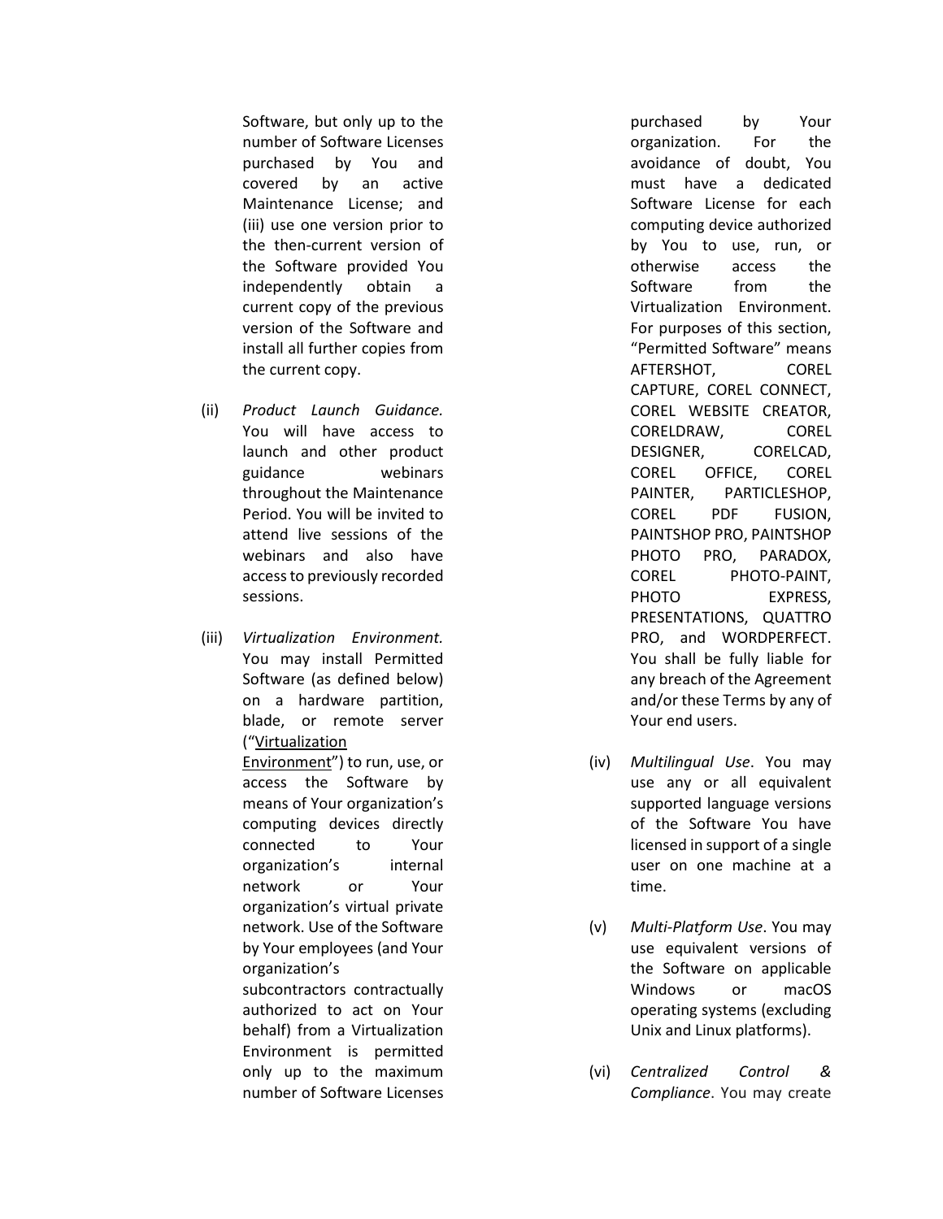Software, but only up to the number of Software Licenses purchased by You and covered by an active Maintenance License; and (iii) use one version prior to the then-current version of the Software provided You independently obtain a current copy of the previous version of the Software and install all further copies from the current copy.

(ii) *Product Launch Guidance.* You will have access to launch and other product guidance webinars throughout the Maintenance Period. You will be invited to attend live sessions of the webinars and also have access to previously recorded sessions.

(iii) *Virtualization Environment.* You may install Permitted Software (as defined below) on a hardware partition, blade, or remote server ("Virtualization Environment") to run, use, or access the Software by means of Your organization's computing devices directly connected to Your organization's internal network or Your organization's virtual private network. Use of the Software by Your employees (and Your organization's subcontractors contractually authorized to act on Your behalf) from a Virtualization Environment is permitted only up to the maximum number of Software Licenses purchased by Your organization. For the avoidance of doubt, You must have a dedicated Software License for each computing device authorized by You to use, run, or otherwise access the Software from the Virtualization Environment. For purposes of this section, "Permitted Software" means AFTERSHOT, COREL CAPTURE, COREL CONNECT, COREL WEBSITE CREATOR, CORELDRAW, COREL DESIGNER, CORELCAD, COREL OFFICE, COREL PAINTER, PARTICLESHOP, COREL PDF FUSION, PAINTSHOP PRO, PAINTSHOP PHOTO PRO, PARADOX, COREL PHOTO-PAINT, PHOTO EXPRESS, PRESENTATIONS, QUATTRO PRO, and WORDPERFECT. You shall be fully liable for any breach of the Agreement and/or these Terms by any of Your end users.

(iv) *Multilingual Use*. You may use any or all equivalent supported language versions of the Software You have licensed in support of a single user on one machine at a time.

(v) *Multi-Platform Use*. You may use equivalent versions of the Software on applicable Windows or macOS operating systems (excluding Unix and Linux platforms).

(vi) *Centralized Control & Compliance*. You may create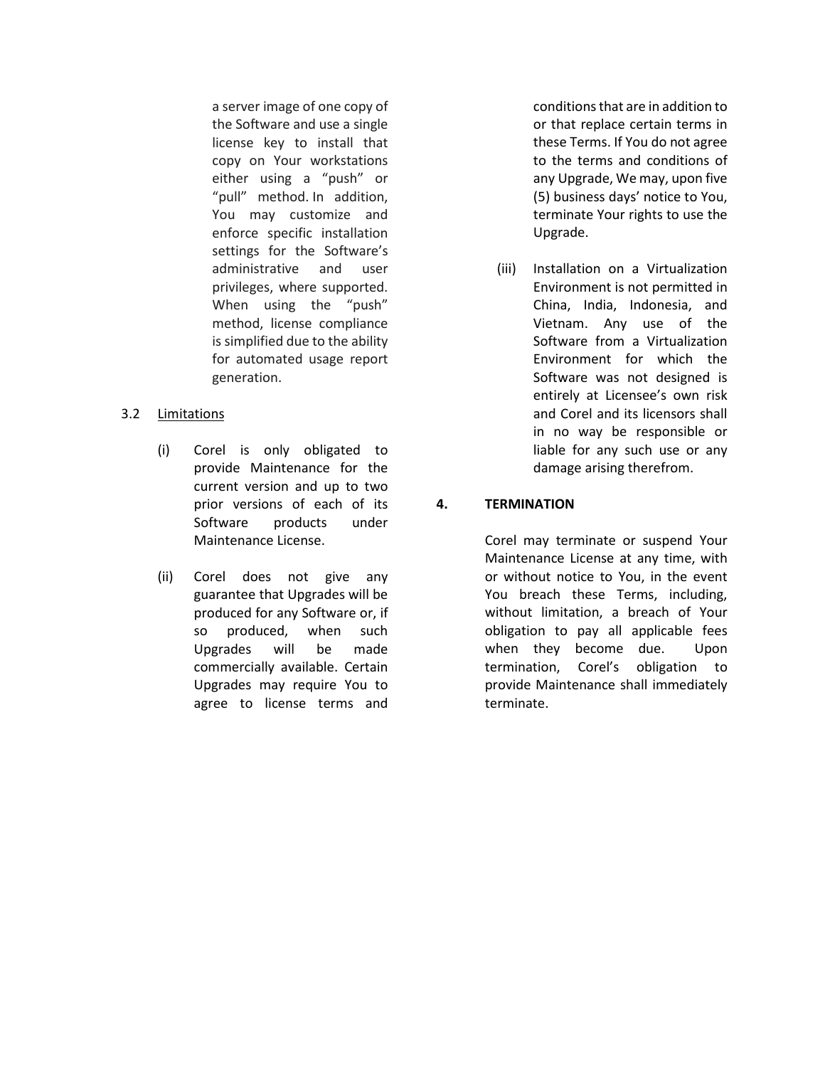a server image of one copy of the Software and use a single license key to install that copy on Your workstations either using a "push" or "pull" method. In addition, You may customize and enforce specific installation settings for the Software's administrative and user privileges, where supported. When using the "push" method, license compliance is simplified due to the ability for automated usage report generation.

3.2 Limitations

(i) Corel is only obligated to provide Maintenance for the current version and up to two prior versions of each of its Software products under Maintenance License.

(ii) Corel does not give any guarantee that Upgrades will be produced for any Software or, if so produced, when such Upgrades will be made commercially available. Certain Upgrades may require You to agree to license terms and conditions that are in addition to or that replace certain terms in these Terms. If You do not agree to the terms and conditions of any Upgrade, We may, upon five (5) business days' notice to You, terminate Your rights to use the Upgrade.

(iii) Installation on a Virtualization Environment is not permitted in China, India, Indonesia, and Vietnam. Any use of the Software from a Virtualization Environment for which the Software was not designed is entirely at Licensee's own risk and Corel and its licensors shall in no way be responsible or liable for any such use or any damage arising therefrom.

**4. TERMINATION**

Corel may terminate or suspend Your Maintenance License at any time, with or without notice to You, in the event You breach these Terms, including, without limitation, a breach of Your obligation to pay all applicable fees when they become due. Upon termination, Corel's obligation to provide Maintenance shall immediately terminate.